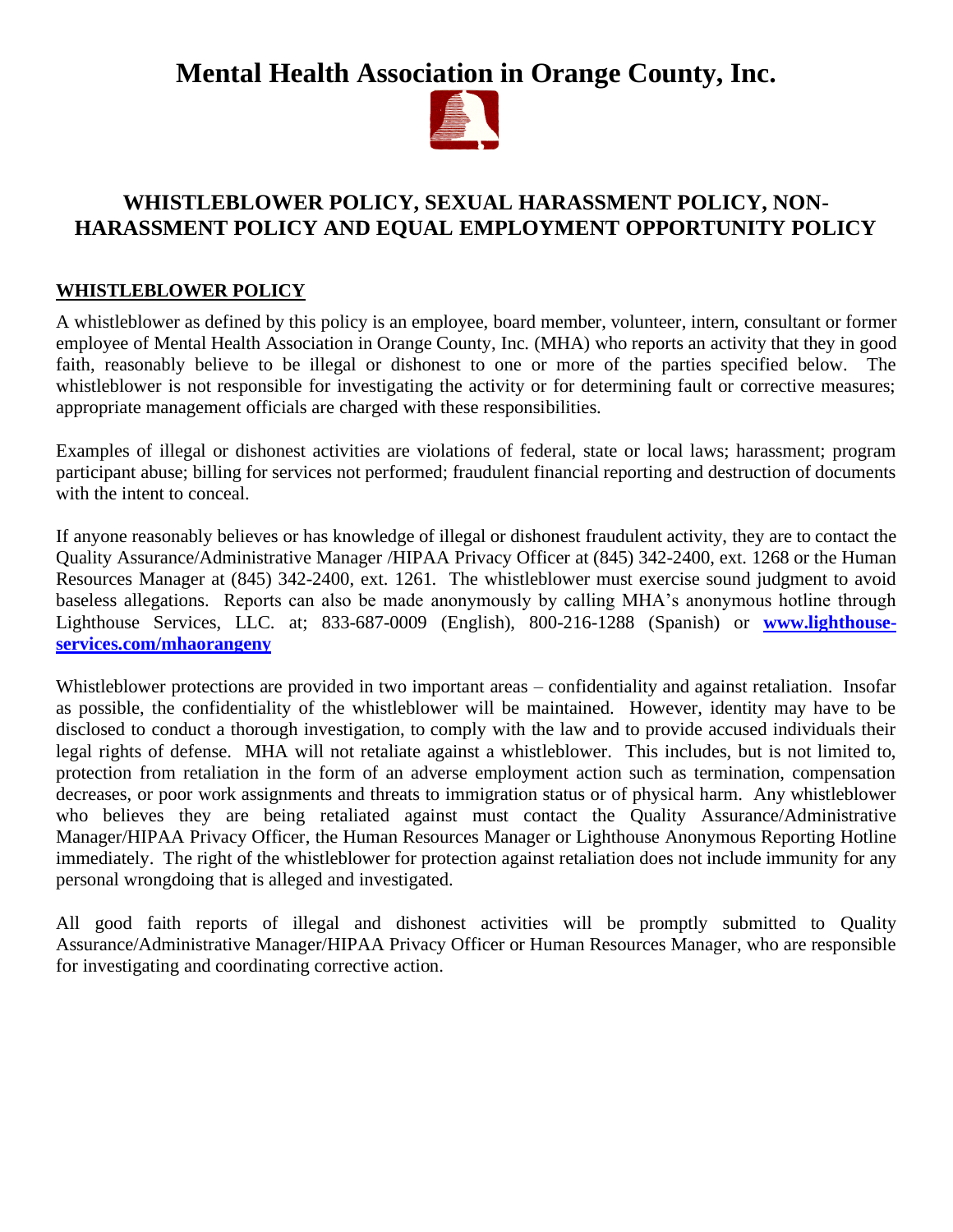# Mental Health Association in Orange County, Inc.

## WHISTLEBLOWER POLICY, SEXUAL HARASSMENT POLICY, NON-HARASSMENT POLICY AND EQUAL EMPLOYMENT OPPORTUNITY POLICY

### WHISTLEBLOWER POLICY

A whistleblower as defined by this policy is an employee, board member, volunteer, intern, consultant or former employee of Mental Health Association in Orange County, Inc. (MHA) who reports an activity that they in good faith, reasonably believe to be illegal or dishonest to one or more of the parties specified below. The whistleblower is not responsible for investigating the activity or for determining fault or corrective measures; appropriate management officials are charged with these responsibilities.

Examples of illegal or dishonest activities are violations of federal, state or local laws; harassment; program participant abuse; billing for services not performed; fraudulent financial reporting and destruction of documents with the intent to conceal.

If anyone reasonably believes or has knowledge of illegal or dishonest fraudulent activity, they are to contact the Quality Assurance/Administrative Manager /HIPAA Privacy Officer at (845) 342-2400, ext. 1268 or the Human Resources Manager at (845) 342-2400, ext. 1261. The whistleblower must exercise sound judgment to avoid baseless allegations. Reports can also be made anonymously by calling MHA's anonymous hotline through Lighthouse Services, LLC. at; 833-687-0009 (English), 800-216-1288 (Spanish) or **www.lighthouse-services.com/mhaorangeny**

Whistleblower protections are provided in two important areas – confidentiality and against retaliation. Insofar as possible, the confidentiality of the whistleblower will be maintained. However, identity may have to be disclosed to conduct a thorough investigation, to comply with the law and to provide accused individuals their legal rights of defense. MHA will not retaliate against a whistleblower. This includes, but is not limited to, protection from retaliation in the form of an adverse employment action such as termination, compensation decreases, or poor work assignments and threats to immigration status or of physical harm. Any whistleblower who believes they are being retaliated against must contact the Quality Assurance/Administrative Manager/HIPAA Privacy Officer, the Human Resources Manager or Lighthouse Anonymous Reporting Hotline immediately. The right of the whistleblower for protection against retaliation does not include immunity for any personal wrongdoing that is alleged and investigated.

All good faith reports of illegal and dishonest activities will be promptly submitted to Quality Assurance/Administrative Manager/HIPAA Privacy Officer or Human Resources Manager, who are responsible for investigating and coordinating corrective action.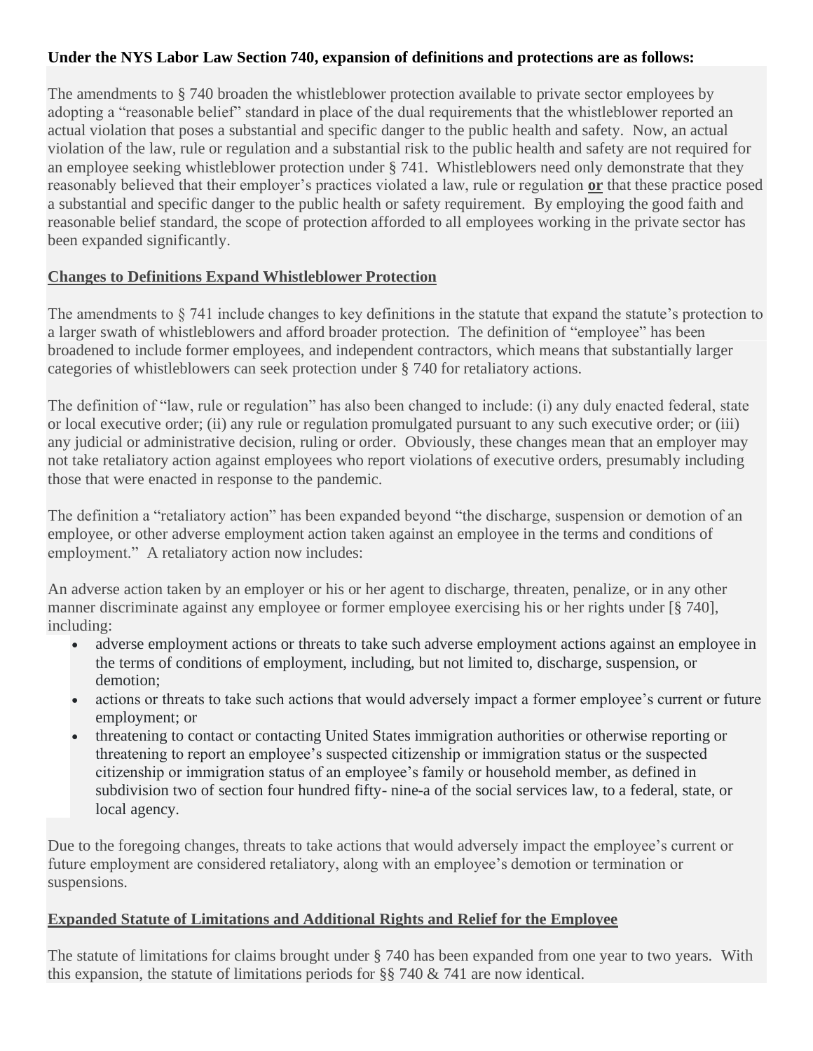**Under the NYS Labor Law Section 740, expansion of definitions and protections are as follows:**

The amendments to § 740 broaden the whistleblower protection available to private sector employees by adopting a "reasonable belief" standard in place of the dual requirements that the whistleblower reported an actual violation that poses a substantial and specific danger to the public health and safety. Now, an actual violation of the law, rule or regulation and a substantial risk to the public health and safety are not required for an employee seeking whistleblower protection under § 741. Whistleblowers need only demonstrate that they reasonably believed that their employer's practices violated a law, rule or regulation **or** that these practice posed a substantial and specific danger to the public health or safety requirement. By employing the good faith and reasonable belief standard, the scope of protection afforded to all employees working in the private sector has been expanded significantly.

**Changes to Definitions Expand Whistleblower Protection**

The amendments to § 741 include changes to key definitions in the statute that expand the statute's protection to a larger swath of whistleblowers and afford broader protection. The definition of "employee" has been broadened to include former employees, and independent contractors, which means that substantially larger categories of whistleblowers can seek protection under § 740 for retaliatory actions.

The definition of "law, rule or regulation" has also been changed to include: (i) any duly enacted federal, state or local executive order; (ii) any rule or regulation promulgated pursuant to any such executive order; or (iii) any judicial or administrative decision, ruling or order. Obviously, these changes mean that an employer may not take retaliatory action against employees who report violations of executive orders, presumably including those that were enacted in response to the pandemic.

The definition a "retaliatory action" has been expanded beyond "the discharge, suspension or demotion of an employee, or other adverse employment action taken against an employee in the terms and conditions of employment." A retaliatory action now includes:

An adverse action taken by an employer or his or her agent to discharge, threaten, penalize, or in any other manner discriminate against any employee or former employee exercising his or her rights under [§ 740], including:

- adverse employment actions or threats to take such adverse employment actions against an employee in the terms of conditions of employment, including, but not limited to, discharge, suspension, or demotion;
- actions or threats to take such actions that would adversely impact a former employee's current or future employment; or
- threatening to contact or contacting United States immigration authorities or otherwise reporting or threatening to report an employee's suspected citizenship or immigration status or the suspected citizenship or immigration status of an employee's family or household member, as defined in subdivision two of section four hundred fifty- nine-a of the social services law, to a federal, state, or local agency.

Due to the foregoing changes, threats to take actions that would adversely impact the employee's current or future employment are considered retaliatory, along with an employee's demotion or termination or suspensions.

**Expanded Statute of Limitations and Additional Rights and Relief for the Employee**

The statute of limitations for claims brought under § 740 has been expanded from one year to two years. With this expansion, the statute of limitations periods for §§ 740 & 741 are now identical.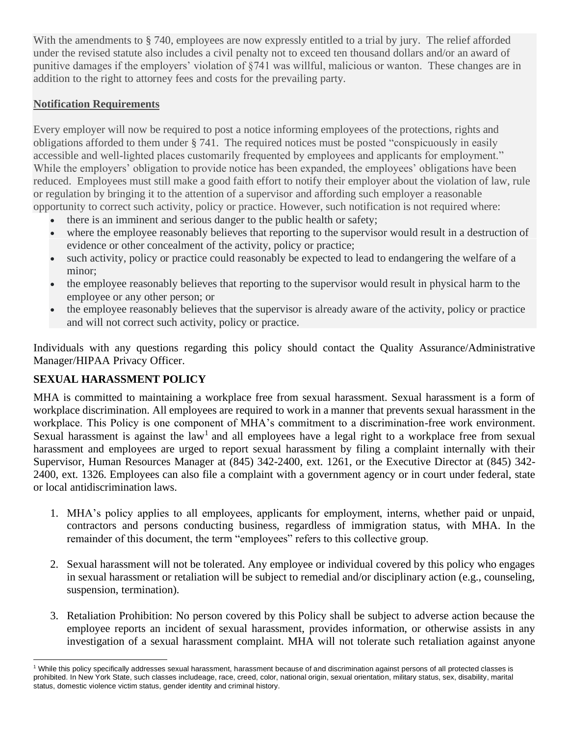With the amendments to § 740, employees are now expressly entitled to a trial by jury. The relief afforded under the revised statute also includes a civil penalty not to exceed ten thousand dollars and/or an award of punitive damages if the employers' violation of §741 was willful, malicious or wanton. These changes are in addition to the right to attorney fees and costs for the prevailing party.

**Notification Requirements**

Every employer will now be required to post a notice informing employees of the protections, rights and obligations afforded to them under § 741. The required notices must be posted "conspicuously in easily accessible and well-lighted places customarily frequented by employees and applicants for employment." While the employers' obligation to provide notice has been expanded, the employees' obligations have been reduced. Employees must still make a good faith effort to notify their employer about the violation of law, rule or regulation by bringing it to the attention of a supervisor and affording such employer a reasonable opportunity to correct such activity, policy or practice. However, such notification is not required where:

- there is an imminent and serious danger to the public health or safety;
- where the employee reasonably believes that reporting to the supervisor would result in a destruction of evidence or other concealment of the activity, policy or practice;
- such activity, policy or practice could reasonably be expected to lead to endangering the welfare of a minor;
- the employee reasonably believes that reporting to the supervisor would result in physical harm to the employee or any other person; or
- the employee reasonably believes that the supervisor is already aware of the activity, policy or practice and will not correct such activity, policy or practice.

Individuals with any questions regarding this policy should contact the Quality Assurance/Administrative Manager/HIPAA Privacy Officer.

**SEXUAL HARASSMENT POLICY**

MHA is committed to maintaining a workplace free from sexual harassment. Sexual harassment is a form of workplace discrimination. All employees are required to work in a manner that prevents sexual harassment in the workplace. This Policy is one component of MHA's commitment to a discrimination-free work environment. Sexual harassment is against the law[1] and all employees have a legal right to a workplace free from sexual harassment and employees are urged to report sexual harassment by filing a complaint internally with their Supervisor, Human Resources Manager at (845) 342-2400, ext. 1261, or the Executive Director at (845) 342-2400, ext. 1326. Employees can also file a complaint with a government agency or in court under federal, state or local antidiscrimination laws.

1. MHA's policy applies to all employees, applicants for employment, interns, whether paid or unpaid, contractors and persons conducting business, regardless of immigration status, with MHA. In the remainder of this document, the term "employees" refers to this collective group.

2. Sexual harassment will not be tolerated. Any employee or individual covered by this policy who engages in sexual harassment or retaliation will be subject to remedial and/or disciplinary action (e.g., counseling, suspension, termination).

3. Retaliation Prohibition: No person covered by this Policy shall be subject to adverse action because the employee reports an incident of sexual harassment, provides information, or otherwise assists in any investigation of a sexual harassment complaint. MHA will not tolerate such retaliation against anyone

[1] While this policy specifically addresses sexual harassment, harassment because of and discrimination against persons of all protected classes is prohibited. In New York State, such classes includeage, race, creed, color, national origin, sexual orientation, military status, sex, disability, marital status, domestic violence victim status, gender identity and criminal history.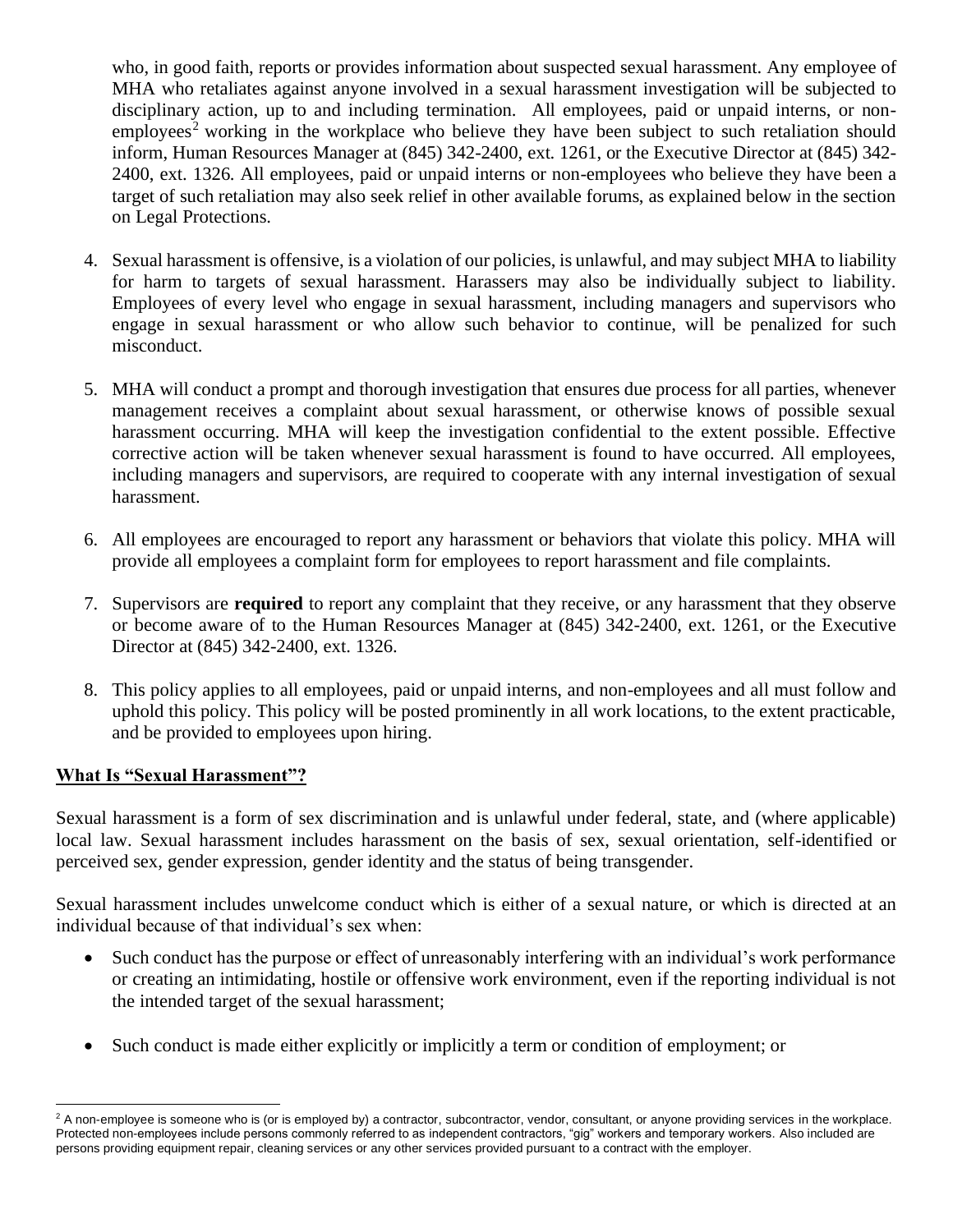who, in good faith, reports or provides information about suspected sexual harassment. Any employee of MHA who retaliates against anyone involved in a sexual harassment investigation will be subjected to disciplinary action, up to and including termination. All employees, paid or unpaid interns, or non-employees[2] working in the workplace who believe they have been subject to such retaliation should inform, Human Resources Manager at (845) 342-2400, ext. 1261, or the Executive Director at (845) 342-2400, ext. 1326. All employees, paid or unpaid interns or non-employees who believe they have been a target of such retaliation may also seek relief in other available forums, as explained below in the section on Legal Protections.

4. Sexual harassment is offensive, is a violation of our policies, is unlawful, and may subject MHA to liability for harm to targets of sexual harassment. Harassers may also be individually subject to liability. Employees of every level who engage in sexual harassment, including managers and supervisors who engage in sexual harassment or who allow such behavior to continue, will be penalized for such misconduct.

5. MHA will conduct a prompt and thorough investigation that ensures due process for all parties, whenever management receives a complaint about sexual harassment, or otherwise knows of possible sexual harassment occurring. MHA will keep the investigation confidential to the extent possible. Effective corrective action will be taken whenever sexual harassment is found to have occurred. All employees, including managers and supervisors, are required to cooperate with any internal investigation of sexual harassment.

6. All employees are encouraged to report any harassment or behaviors that violate this policy. MHA will provide all employees a complaint form for employees to report harassment and file complaints.

7. Supervisors are **required** to report any complaint that they receive, or any harassment that they observe or become aware of to the Human Resources Manager at (845) 342-2400, ext. 1261, or the Executive Director at (845) 342-2400, ext. 1326.

8. This policy applies to all employees, paid or unpaid interns, and non-employees and all must follow and uphold this policy. This policy will be posted prominently in all work locations, to the extent practicable, and be provided to employees upon hiring.

## <u>What Is "Sexual Harassment"?</u>

Sexual harassment is a form of sex discrimination and is unlawful under federal, state, and (where applicable) local law. Sexual harassment includes harassment on the basis of sex, sexual orientation, self-identified or perceived sex, gender expression, gender identity and the status of being transgender.

Sexual harassment includes unwelcome conduct which is either of a sexual nature, or which is directed at an individual because of that individual's sex when:

- Such conduct has the purpose or effect of unreasonably interfering with an individual's work performance or creating an intimidating, hostile or offensive work environment, even if the reporting individual is not the intended target of the sexual harassment;

- Such conduct is made either explicitly or implicitly a term or condition of employment; or

---

[2] A non-employee is someone who is (or is employed by) a contractor, subcontractor, vendor, consultant, or anyone providing services in the workplace. Protected non-employees include persons commonly referred to as independent contractors, "gig" workers and temporary workers. Also included are persons providing equipment repair, cleaning services or any other services provided pursuant to a contract with the employer.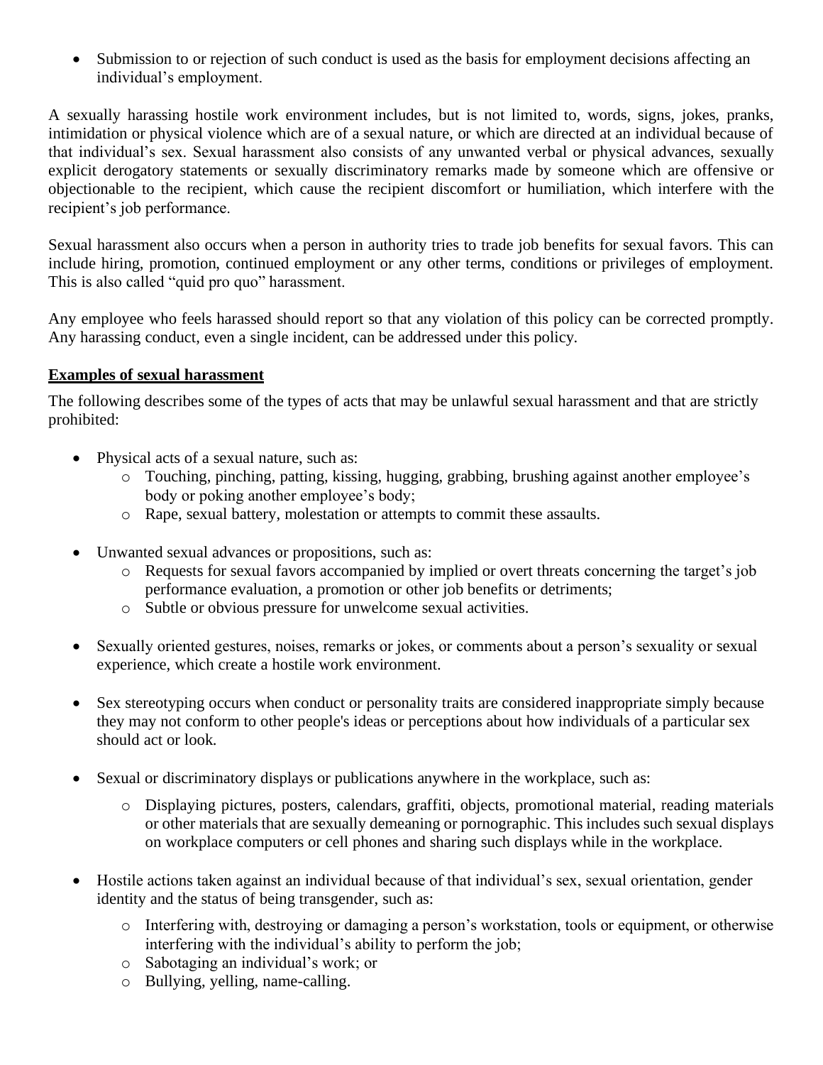- Submission to or rejection of such conduct is used as the basis for employment decisions affecting an individual's employment.

A sexually harassing hostile work environment includes, but is not limited to, words, signs, jokes, pranks, intimidation or physical violence which are of a sexual nature, or which are directed at an individual because of that individual's sex. Sexual harassment also consists of any unwanted verbal or physical advances, sexually explicit derogatory statements or sexually discriminatory remarks made by someone which are offensive or objectionable to the recipient, which cause the recipient discomfort or humiliation, which interfere with the recipient's job performance.

Sexual harassment also occurs when a person in authority tries to trade job benefits for sexual favors. This can include hiring, promotion, continued employment or any other terms, conditions or privileges of employment. This is also called "quid pro quo" harassment.

Any employee who feels harassed should report so that any violation of this policy can be corrected promptly. Any harassing conduct, even a single incident, can be addressed under this policy.

**Examples of sexual harassment**

The following describes some of the types of acts that may be unlawful sexual harassment and that are strictly prohibited:

- Physical acts of a sexual nature, such as:
  - Touching, pinching, patting, kissing, hugging, grabbing, brushing against another employee's body or poking another employee's body;
  - Rape, sexual battery, molestation or attempts to commit these assaults.
- Unwanted sexual advances or propositions, such as:
  - Requests for sexual favors accompanied by implied or overt threats concerning the target's job performance evaluation, a promotion or other job benefits or detriments;
  - Subtle or obvious pressure for unwelcome sexual activities.
- Sexually oriented gestures, noises, remarks or jokes, or comments about a person's sexuality or sexual experience, which create a hostile work environment.
- Sex stereotyping occurs when conduct or personality traits are considered inappropriate simply because they may not conform to other people's ideas or perceptions about how individuals of a particular sex should act or look.
- Sexual or discriminatory displays or publications anywhere in the workplace, such as:
  - Displaying pictures, posters, calendars, graffiti, objects, promotional material, reading materials or other materials that are sexually demeaning or pornographic. This includes such sexual displays on workplace computers or cell phones and sharing such displays while in the workplace.
- Hostile actions taken against an individual because of that individual's sex, sexual orientation, gender identity and the status of being transgender, such as:
  - Interfering with, destroying or damaging a person's workstation, tools or equipment, or otherwise interfering with the individual's ability to perform the job;
  - Sabotaging an individual's work; or
  - Bullying, yelling, name-calling.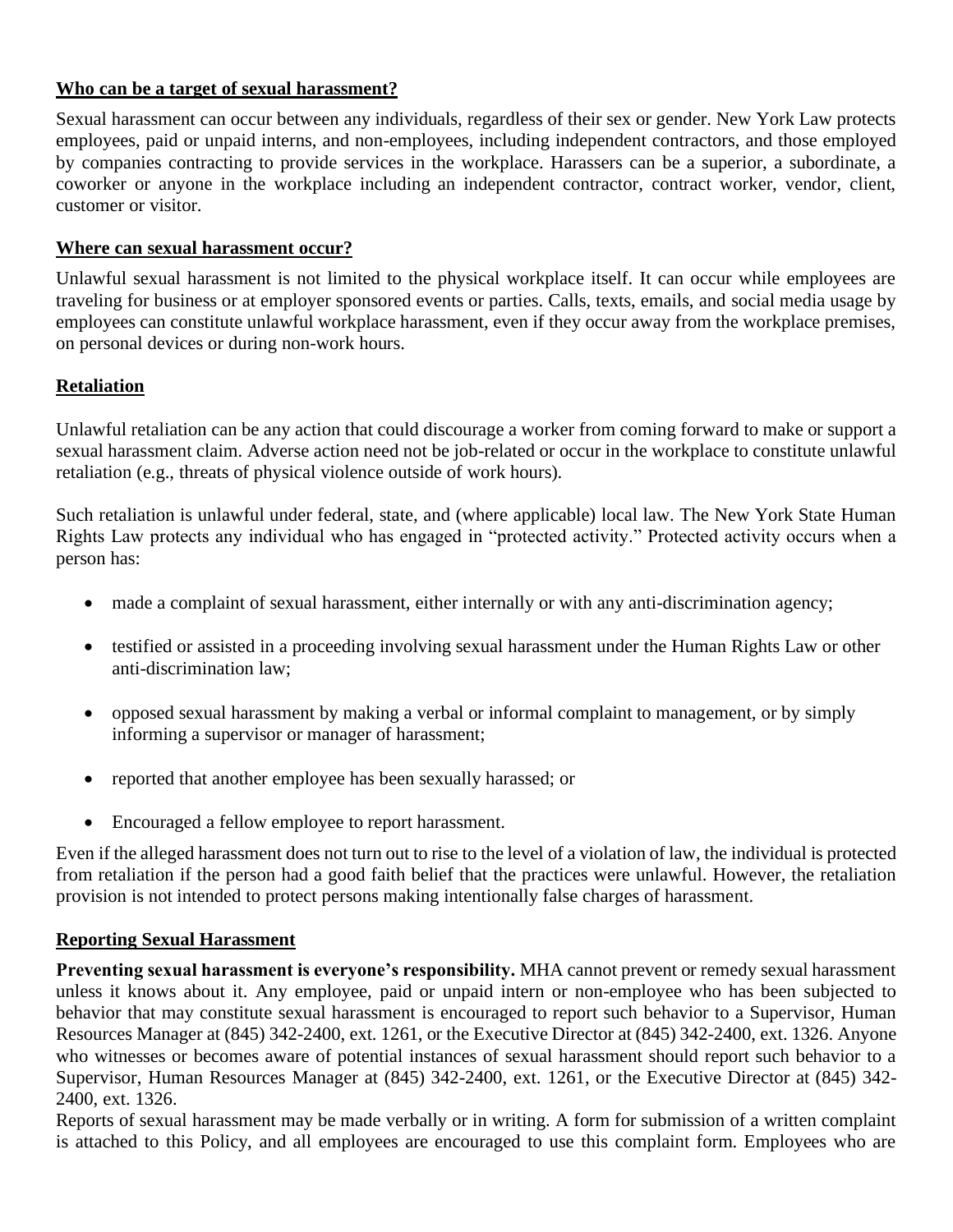**Who can be a target of sexual harassment?**

Sexual harassment can occur between any individuals, regardless of their sex or gender. New York Law protects employees, paid or unpaid interns, and non-employees, including independent contractors, and those employed by companies contracting to provide services in the workplace. Harassers can be a superior, a subordinate, a coworker or anyone in the workplace including an independent contractor, contract worker, vendor, client, customer or visitor.

**Where can sexual harassment occur?**

Unlawful sexual harassment is not limited to the physical workplace itself. It can occur while employees are traveling for business or at employer sponsored events or parties. Calls, texts, emails, and social media usage by employees can constitute unlawful workplace harassment, even if they occur away from the workplace premises, on personal devices or during non-work hours.

**Retaliation**

Unlawful retaliation can be any action that could discourage a worker from coming forward to make or support a sexual harassment claim. Adverse action need not be job-related or occur in the workplace to constitute unlawful retaliation (e.g., threats of physical violence outside of work hours).

Such retaliation is unlawful under federal, state, and (where applicable) local law. The New York State Human Rights Law protects any individual who has engaged in "protected activity." Protected activity occurs when a person has:

- made a complaint of sexual harassment, either internally or with any anti-discrimination agency;
- testified or assisted in a proceeding involving sexual harassment under the Human Rights Law or other anti-discrimination law;
- opposed sexual harassment by making a verbal or informal complaint to management, or by simply informing a supervisor or manager of harassment;
- reported that another employee has been sexually harassed; or
- Encouraged a fellow employee to report harassment.

Even if the alleged harassment does not turn out to rise to the level of a violation of law, the individual is protected from retaliation if the person had a good faith belief that the practices were unlawful. However, the retaliation provision is not intended to protect persons making intentionally false charges of harassment.

**Reporting Sexual Harassment**

**Preventing sexual harassment is everyone's responsibility.** MHA cannot prevent or remedy sexual harassment unless it knows about it. Any employee, paid or unpaid intern or non-employee who has been subjected to behavior that may constitute sexual harassment is encouraged to report such behavior to a Supervisor, Human Resources Manager at (845) 342-2400, ext. 1261, or the Executive Director at (845) 342-2400, ext. 1326. Anyone who witnesses or becomes aware of potential instances of sexual harassment should report such behavior to a Supervisor, Human Resources Manager at (845) 342-2400, ext. 1261, or the Executive Director at (845) 342-2400, ext. 1326.

Reports of sexual harassment may be made verbally or in writing. A form for submission of a written complaint is attached to this Policy, and all employees are encouraged to use this complaint form. Employees who are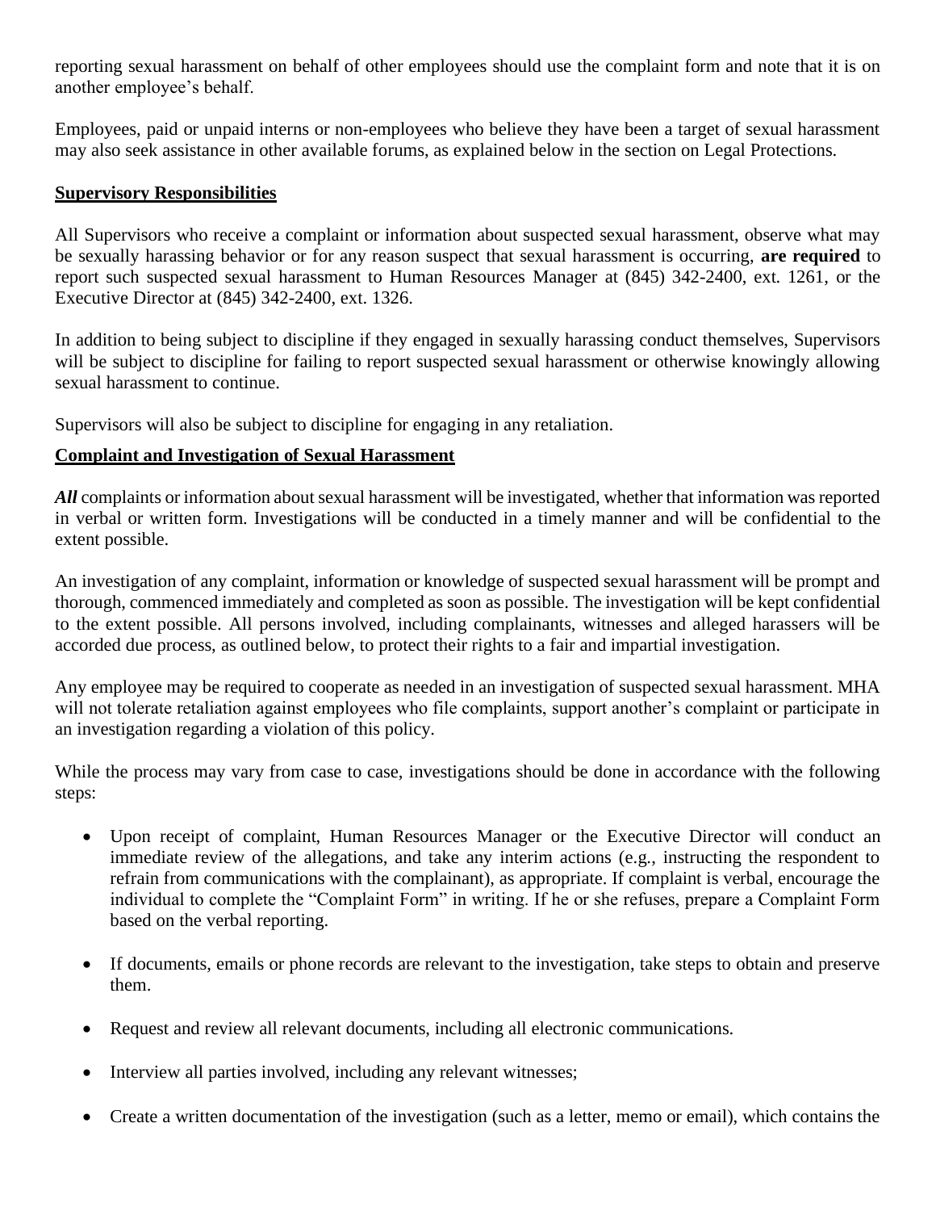reporting sexual harassment on behalf of other employees should use the complaint form and note that it is on another employee's behalf.

Employees, paid or unpaid interns or non-employees who believe they have been a target of sexual harassment may also seek assistance in other available forums, as explained below in the section on Legal Protections.

**Supervisory Responsibilities**

All Supervisors who receive a complaint or information about suspected sexual harassment, observe what may be sexually harassing behavior or for any reason suspect that sexual harassment is occurring, **are required** to report such suspected sexual harassment to Human Resources Manager at (845) 342-2400, ext. 1261, or the Executive Director at (845) 342-2400, ext. 1326.

In addition to being subject to discipline if they engaged in sexually harassing conduct themselves, Supervisors will be subject to discipline for failing to report suspected sexual harassment or otherwise knowingly allowing sexual harassment to continue.

Supervisors will also be subject to discipline for engaging in any retaliation.

**Complaint and Investigation of Sexual Harassment**

***All*** complaints or information about sexual harassment will be investigated, whether that information was reported in verbal or written form. Investigations will be conducted in a timely manner and will be confidential to the extent possible.

An investigation of any complaint, information or knowledge of suspected sexual harassment will be prompt and thorough, commenced immediately and completed as soon as possible. The investigation will be kept confidential to the extent possible. All persons involved, including complainants, witnesses and alleged harassers will be accorded due process, as outlined below, to protect their rights to a fair and impartial investigation.

Any employee may be required to cooperate as needed in an investigation of suspected sexual harassment. MHA will not tolerate retaliation against employees who file complaints, support another's complaint or participate in an investigation regarding a violation of this policy.

While the process may vary from case to case, investigations should be done in accordance with the following steps:

- Upon receipt of complaint, Human Resources Manager or the Executive Director will conduct an immediate review of the allegations, and take any interim actions (e.g., instructing the respondent to refrain from communications with the complainant), as appropriate. If complaint is verbal, encourage the individual to complete the "Complaint Form" in writing. If he or she refuses, prepare a Complaint Form based on the verbal reporting.
- If documents, emails or phone records are relevant to the investigation, take steps to obtain and preserve them.
- Request and review all relevant documents, including all electronic communications.
- Interview all parties involved, including any relevant witnesses;
- Create a written documentation of the investigation (such as a letter, memo or email), which contains the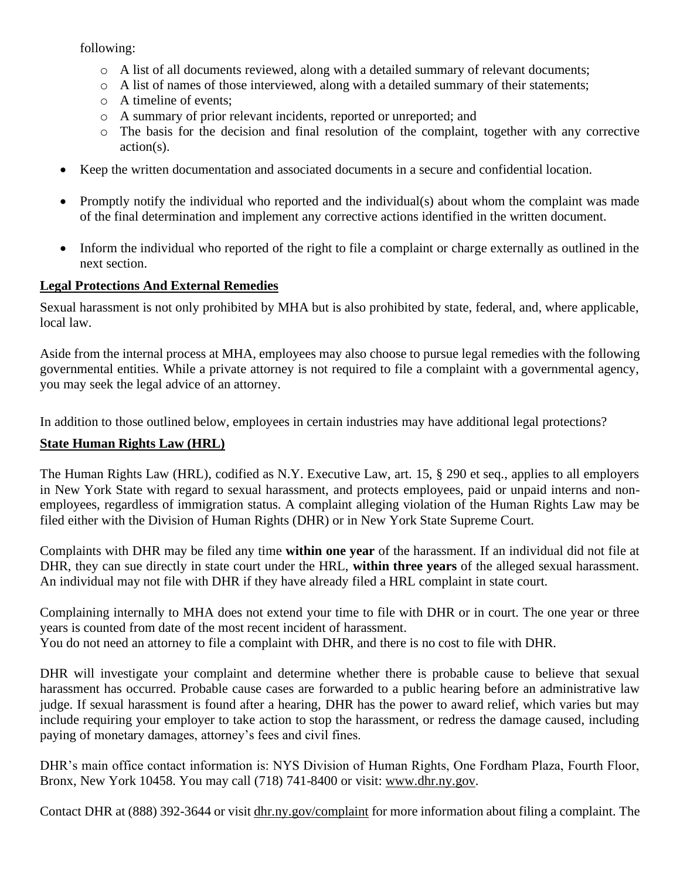following:

  - A list of all documents reviewed, along with a detailed summary of relevant documents;
  - A list of names of those interviewed, along with a detailed summary of their statements;
  - A timeline of events;
  - A summary of prior relevant incidents, reported or unreported; and
  - The basis for the decision and final resolution of the complaint, together with any corrective action(s).

- Keep the written documentation and associated documents in a secure and confidential location.

- Promptly notify the individual who reported and the individual(s) about whom the complaint was made of the final determination and implement any corrective actions identified in the written document.

- Inform the individual who reported of the right to file a complaint or charge externally as outlined in the next section.

## Legal Protections And External Remedies

Sexual harassment is not only prohibited by MHA but is also prohibited by state, federal, and, where applicable, local law.

Aside from the internal process at MHA, employees may also choose to pursue legal remedies with the following governmental entities. While a private attorney is not required to file a complaint with a governmental agency, you may seek the legal advice of an attorney.

In addition to those outlined below, employees in certain industries may have additional legal protections?

## State Human Rights Law (HRL)

The Human Rights Law (HRL), codified as N.Y. Executive Law, art. 15, § 290 et seq., applies to all employers in New York State with regard to sexual harassment, and protects employees, paid or unpaid interns and non-employees, regardless of immigration status. A complaint alleging violation of the Human Rights Law may be filed either with the Division of Human Rights (DHR) or in New York State Supreme Court.

Complaints with DHR may be filed any time **within one year** of the harassment. If an individual did not file at DHR, they can sue directly in state court under the HRL, **within three years** of the alleged sexual harassment. An individual may not file with DHR if they have already filed a HRL complaint in state court.

Complaining internally to MHA does not extend your time to file with DHR or in court. The one year or three years is counted from date of the most recent incident of harassment.
You do not need an attorney to file a complaint with DHR, and there is no cost to file with DHR.

DHR will investigate your complaint and determine whether there is probable cause to believe that sexual harassment has occurred. Probable cause cases are forwarded to a public hearing before an administrative law judge. If sexual harassment is found after a hearing, DHR has the power to award relief, which varies but may include requiring your employer to take action to stop the harassment, or redress the damage caused, including paying of monetary damages, attorney's fees and civil fines.

DHR's main office contact information is: NYS Division of Human Rights, One Fordham Plaza, Fourth Floor, Bronx, New York 10458. You may call (718) 741-8400 or visit: www.dhr.ny.gov.

Contact DHR at (888) 392-3644 or visit dhr.ny.gov/complaint for more information about filing a complaint. The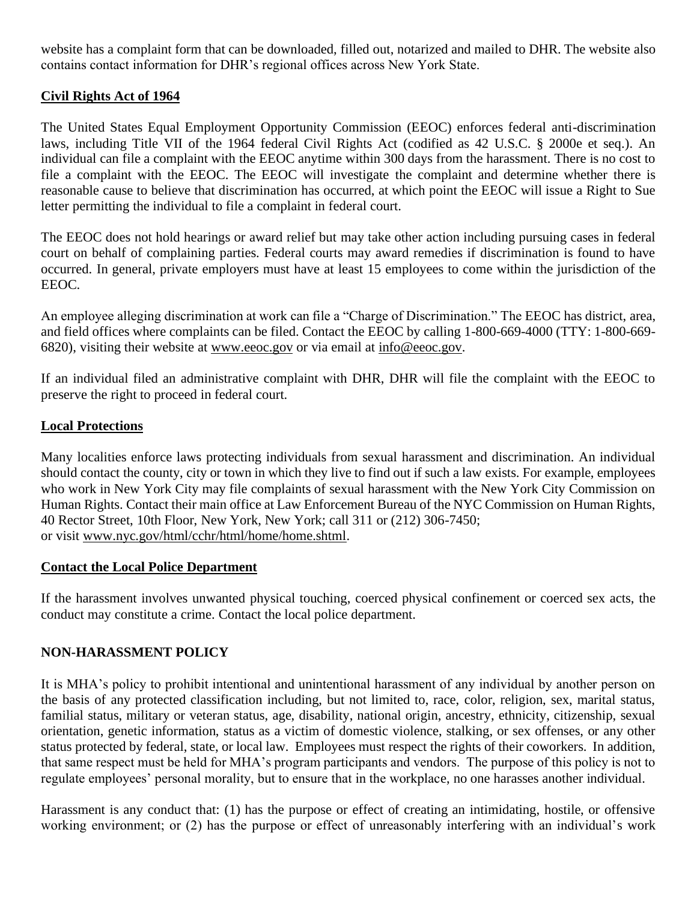website has a complaint form that can be downloaded, filled out, notarized and mailed to DHR. The website also contains contact information for DHR's regional offices across New York State.

### Civil Rights Act of 1964

The United States Equal Employment Opportunity Commission (EEOC) enforces federal anti-discrimination laws, including Title VII of the 1964 federal Civil Rights Act (codified as 42 U.S.C. § 2000e et seq.). An individual can file a complaint with the EEOC anytime within 300 days from the harassment. There is no cost to file a complaint with the EEOC. The EEOC will investigate the complaint and determine whether there is reasonable cause to believe that discrimination has occurred, at which point the EEOC will issue a Right to Sue letter permitting the individual to file a complaint in federal court.

The EEOC does not hold hearings or award relief but may take other action including pursuing cases in federal court on behalf of complaining parties. Federal courts may award remedies if discrimination is found to have occurred. In general, private employers must have at least 15 employees to come within the jurisdiction of the EEOC.

An employee alleging discrimination at work can file a "Charge of Discrimination." The EEOC has district, area, and field offices where complaints can be filed. Contact the EEOC by calling 1-800-669-4000 (TTY: 1-800-669-6820), visiting their website at www.eeoc.gov or via email at info@eeoc.gov.

If an individual filed an administrative complaint with DHR, DHR will file the complaint with the EEOC to preserve the right to proceed in federal court.

### Local Protections

Many localities enforce laws protecting individuals from sexual harassment and discrimination. An individual should contact the county, city or town in which they live to find out if such a law exists. For example, employees who work in New York City may file complaints of sexual harassment with the New York City Commission on Human Rights. Contact their main office at Law Enforcement Bureau of the NYC Commission on Human Rights, 40 Rector Street, 10th Floor, New York, New York; call 311 or (212) 306-7450;
or visit www.nyc.gov/html/cchr/html/home/home.shtml.

### Contact the Local Police Department

If the harassment involves unwanted physical touching, coerced physical confinement or coerced sex acts, the conduct may constitute a crime. Contact the local police department.

## NON-HARASSMENT POLICY

It is MHA's policy to prohibit intentional and unintentional harassment of any individual by another person on the basis of any protected classification including, but not limited to, race, color, religion, sex, marital status, familial status, military or veteran status, age, disability, national origin, ancestry, ethnicity, citizenship, sexual orientation, genetic information, status as a victim of domestic violence, stalking, or sex offenses, or any other status protected by federal, state, or local law. Employees must respect the rights of their coworkers. In addition, that same respect must be held for MHA's program participants and vendors. The purpose of this policy is not to regulate employees' personal morality, but to ensure that in the workplace, no one harasses another individual.

Harassment is any conduct that: (1) has the purpose or effect of creating an intimidating, hostile, or offensive working environment; or (2) has the purpose or effect of unreasonably interfering with an individual's work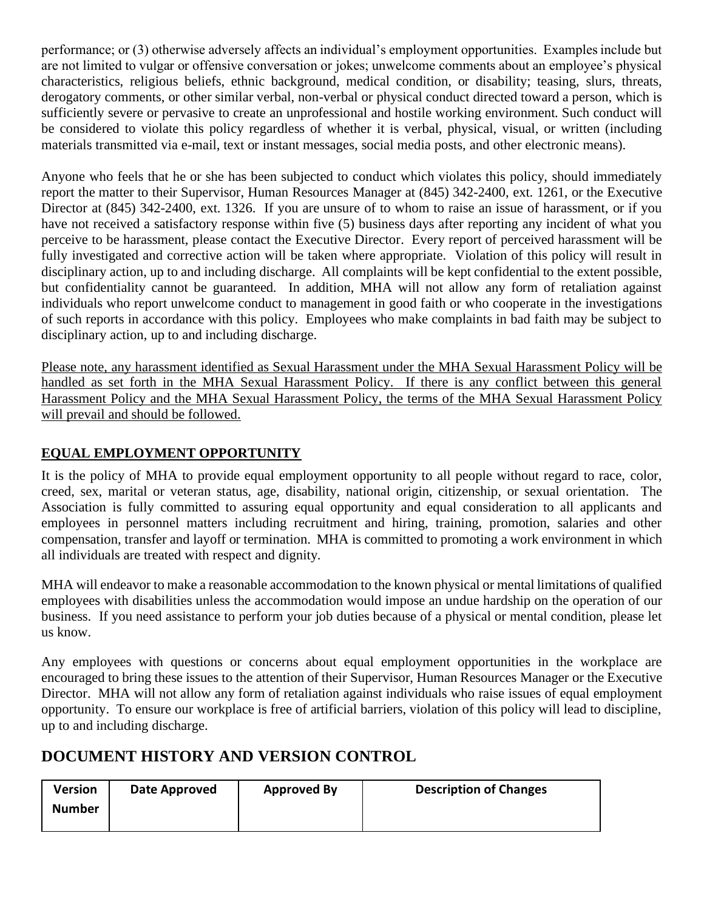performance; or (3) otherwise adversely affects an individual's employment opportunities. Examples include but are not limited to vulgar or offensive conversation or jokes; unwelcome comments about an employee's physical characteristics, religious beliefs, ethnic background, medical condition, or disability; teasing, slurs, threats, derogatory comments, or other similar verbal, non-verbal or physical conduct directed toward a person, which is sufficiently severe or pervasive to create an unprofessional and hostile working environment. Such conduct will be considered to violate this policy regardless of whether it is verbal, physical, visual, or written (including materials transmitted via e-mail, text or instant messages, social media posts, and other electronic means).

Anyone who feels that he or she has been subjected to conduct which violates this policy, should immediately report the matter to their Supervisor, Human Resources Manager at (845) 342-2400, ext. 1261, or the Executive Director at (845) 342-2400, ext. 1326. If you are unsure of to whom to raise an issue of harassment, or if you have not received a satisfactory response within five (5) business days after reporting any incident of what you perceive to be harassment, please contact the Executive Director. Every report of perceived harassment will be fully investigated and corrective action will be taken where appropriate. Violation of this policy will result in disciplinary action, up to and including discharge. All complaints will be kept confidential to the extent possible, but confidentiality cannot be guaranteed. In addition, MHA will not allow any form of retaliation against individuals who report unwelcome conduct to management in good faith or who cooperate in the investigations of such reports in accordance with this policy. Employees who make complaints in bad faith may be subject to disciplinary action, up to and including discharge.

<u>Please note, any harassment identified as Sexual Harassment under the MHA Sexual Harassment Policy will be handled as set forth in the MHA Sexual Harassment Policy. If there is any conflict between this general Harassment Policy and the MHA Sexual Harassment Policy, the terms of the MHA Sexual Harassment Policy will prevail and should be followed.</u>

**EQUAL EMPLOYMENT OPPORTUNITY**

It is the policy of MHA to provide equal employment opportunity to all people without regard to race, color, creed, sex, marital or veteran status, age, disability, national origin, citizenship, or sexual orientation. The Association is fully committed to assuring equal opportunity and equal consideration to all applicants and employees in personnel matters including recruitment and hiring, training, promotion, salaries and other compensation, transfer and layoff or termination. MHA is committed to promoting a work environment in which all individuals are treated with respect and dignity.

MHA will endeavor to make a reasonable accommodation to the known physical or mental limitations of qualified employees with disabilities unless the accommodation would impose an undue hardship on the operation of our business. If you need assistance to perform your job duties because of a physical or mental condition, please let us know.

Any employees with questions or concerns about equal employment opportunities in the workplace are encouraged to bring these issues to the attention of their Supervisor, Human Resources Manager or the Executive Director. MHA will not allow any form of retaliation against individuals who raise issues of equal employment opportunity. To ensure our workplace is free of artificial barriers, violation of this policy will lead to discipline, up to and including discharge.

## DOCUMENT HISTORY AND VERSION CONTROL

| Version Number | Date Approved | Approved By | Description of Changes |
|---|---|---|---|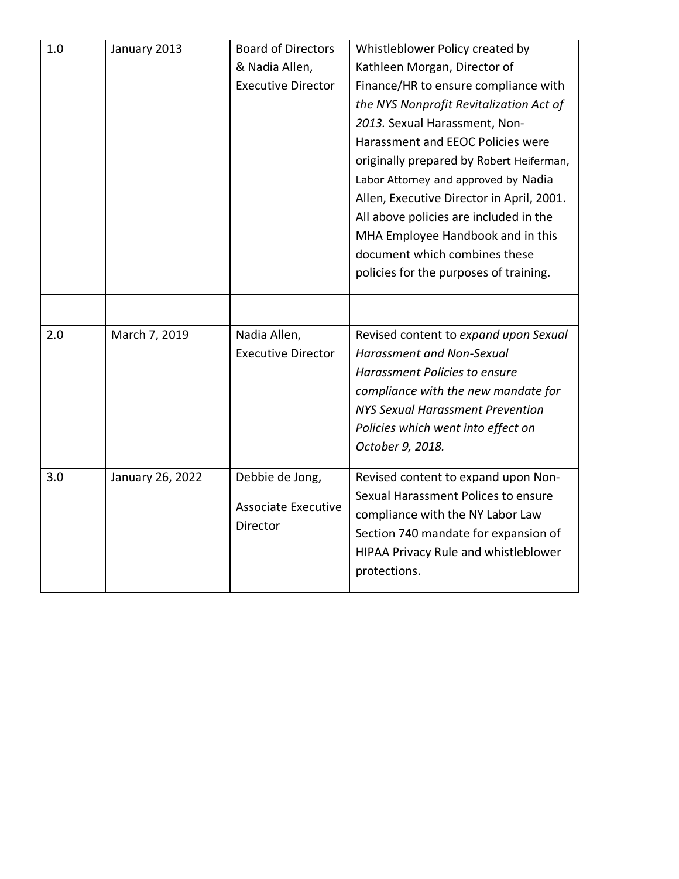| | | | |
|---|---|---|---|
| 1.0 | January 2013 | Board of Directors & Nadia Allen, Executive Director | Whistleblower Policy created by Kathleen Morgan, Director of Finance/HR to ensure compliance with *the NYS Nonprofit Revitalization Act of 2013.* Sexual Harassment, Non-Harassment and EEOC Policies were originally prepared by Robert Heiferman, Labor Attorney and approved by Nadia Allen, Executive Director in April, 2001. All above policies are included in the MHA Employee Handbook and in this document which combines these policies for the purposes of training. |
| | | | |
| 2.0 | March 7, 2019 | Nadia Allen, Executive Director | Revised content to *expand upon Sexual Harassment and Non-Sexual Harassment Policies to ensure compliance with the new mandate for NYS Sexual Harassment Prevention Policies which went into effect on October 9, 2018.* |
| 3.0 | January 26, 2022 | Debbie de Jong, Associate Executive Director | Revised content to expand upon Non-Sexual Harassment Polices to ensure compliance with the NY Labor Law Section 740 mandate for expansion of HIPAA Privacy Rule and whistleblower protections. |